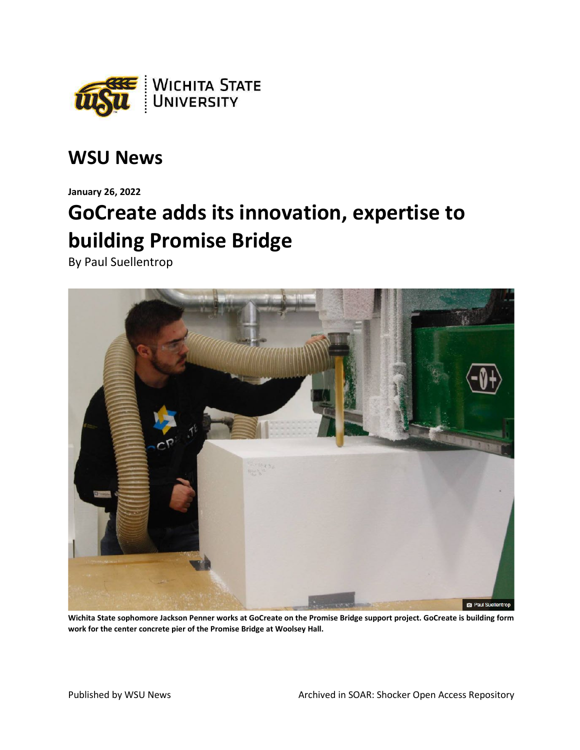## WSU News

**January 26, 2022**

# GoCreate adds its innovation, expertise to building Promise Bridge

By Paul Suellentrop

**Wichita State sophomore Jackson Penner works at GoCreate on the Promise Bridge support project. GoCreate is building form work for the center concrete pier of the Promise Bridge at Woolsey Hall.**

Published by WSU News

Archived in SOAR: Shocker Open Access Repository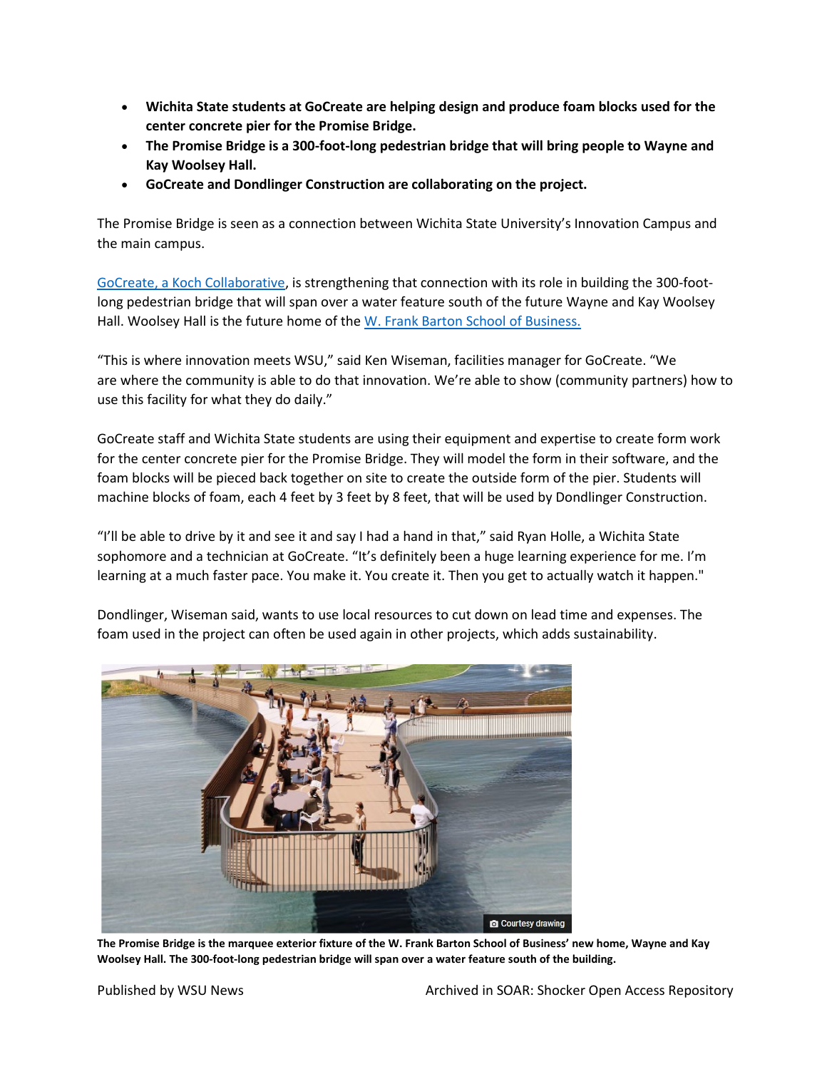- **Wichita State students at GoCreate are helping design and produce foam blocks used for the center concrete pier for the Promise Bridge.**
- **The Promise Bridge is a 300-foot-long pedestrian bridge that will bring people to Wayne and Kay Woolsey Hall.**
- **GoCreate and Dondlinger Construction are collaborating on the project.**

The Promise Bridge is seen as a connection between Wichita State University's Innovation Campus and the main campus.

[GoCreate, a Koch Collaborative](), is strengthening that connection with its role in building the 300-foot-long pedestrian bridge that will span over a water feature south of the future Wayne and Kay Woolsey Hall. Woolsey Hall is the future home of the [W. Frank Barton School of Business.]()

"This is where innovation meets WSU," said Ken Wiseman, facilities manager for GoCreate. "We are where the community is able to do that innovation. We're able to show (community partners) how to use this facility for what they do daily."

GoCreate staff and Wichita State students are using their equipment and expertise to create form work for the center concrete pier for the Promise Bridge. They will model the form in their software, and the foam blocks will be pieced back together on site to create the outside form of the pier. Students will machine blocks of foam, each 4 feet by 3 feet by 8 feet, that will be used by Dondlinger Construction.

"I'll be able to drive by it and see it and say I had a hand in that," said Ryan Holle, a Wichita State sophomore and a technician at GoCreate. "It's definitely been a huge learning experience for me. I'm learning at a much faster pace. You make it. You create it. Then you get to actually watch it happen."

Dondlinger, Wiseman said, wants to use local resources to cut down on lead time and expenses. The foam used in the project can often be used again in other projects, which adds sustainability.

Courtesy drawing

**The Promise Bridge is the marquee exterior fixture of the W. Frank Barton School of Business' new home, Wayne and Kay Woolsey Hall. The 300-foot-long pedestrian bridge will span over a water feature south of the building.**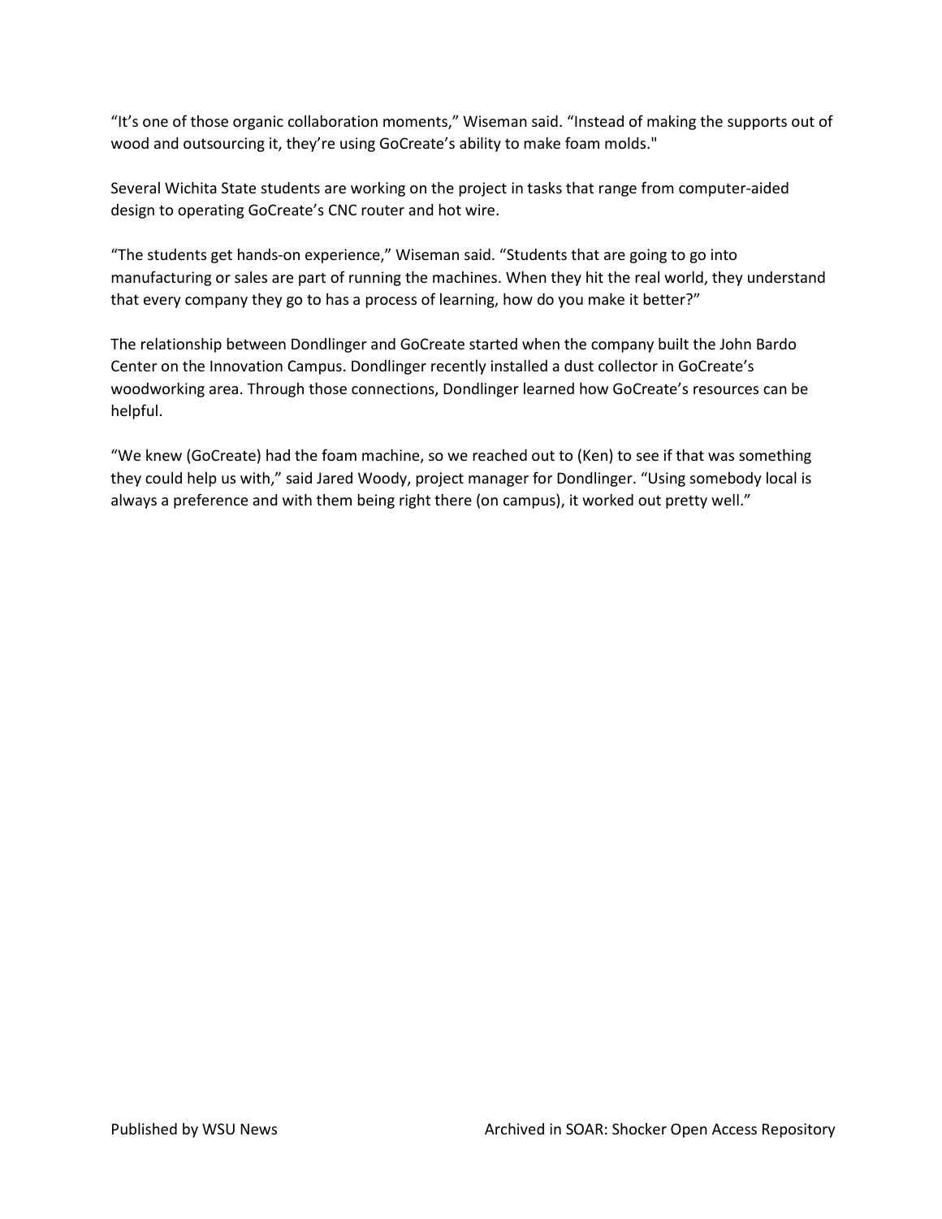"It's one of those organic collaboration moments," Wiseman said. "Instead of making the supports out of wood and outsourcing it, they're using GoCreate's ability to make foam molds."

Several Wichita State students are working on the project in tasks that range from computer-aided design to operating GoCreate's CNC router and hot wire.

"The students get hands-on experience," Wiseman said. "Students that are going to go into manufacturing or sales are part of running the machines. When they hit the real world, they understand that every company they go to has a process of learning, how do you make it better?"

The relationship between Dondlinger and GoCreate started when the company built the John Bardo Center on the Innovation Campus. Dondlinger recently installed a dust collector in GoCreate's woodworking area. Through those connections, Dondlinger learned how GoCreate's resources can be helpful.

"We knew (GoCreate) had the foam machine, so we reached out to (Ken) to see if that was something they could help us with," said Jared Woody, project manager for Dondlinger. "Using somebody local is always a preference and with them being right there (on campus), it worked out pretty well."